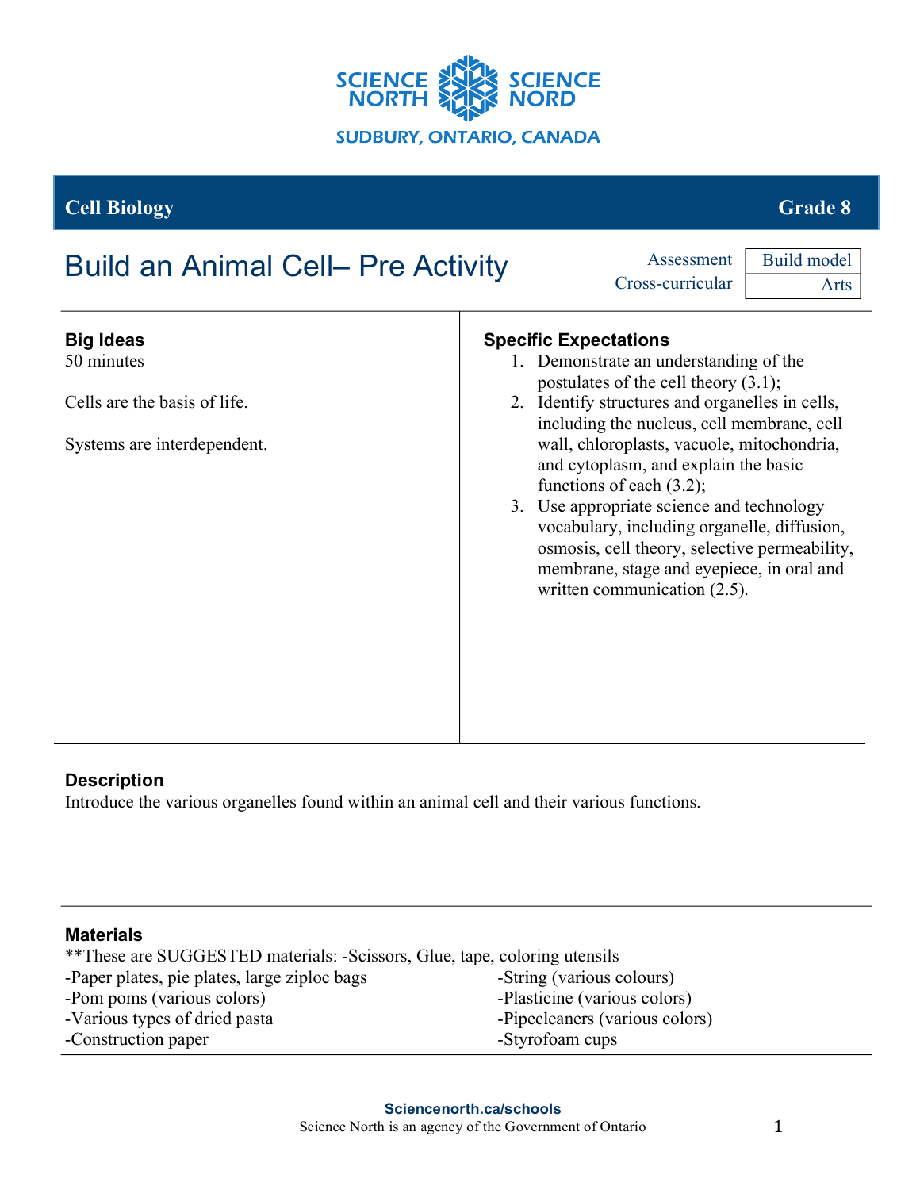SCIENCE NORTH SCIENCE NORD

SUDBURY, ONTARIO, CANADA

**Cell Biology** **Grade 8**

# Build an Animal Cell– Pre Activity

| Assessment | Build model |
| --- | --- |
| Cross-curricular | Arts |

### Big Ideas

50 minutes

Cells are the basis of life.

Systems are interdependent.

### Specific Expectations

1. Demonstrate an understanding of the postulates of the cell theory (3.1);
2. Identify structures and organelles in cells, including the nucleus, cell membrane, cell wall, chloroplasts, vacuole, mitochondria, and cytoplasm, and explain the basic functions of each (3.2);
3. Use appropriate science and technology vocabulary, including organelle, diffusion, osmosis, cell theory, selective permeability, membrane, stage and eyepiece, in oral and written communication (2.5).

### Description

Introduce the various organelles found within an animal cell and their various functions.

### Materials

**These are SUGGESTED materials: -Scissors, Glue, tape, coloring utensils

- -Paper plates, pie plates, large ziploc bags
- -Pom poms (various colors)
- -Various types of dried pasta
- -Construction paper
- -String (various colours)
- -Plasticine (various colors)
- -Pipecleaners (various colors)
- -Styrofoam cups

**Sciencenorth.ca/schools**

Science North is an agency of the Government of Ontario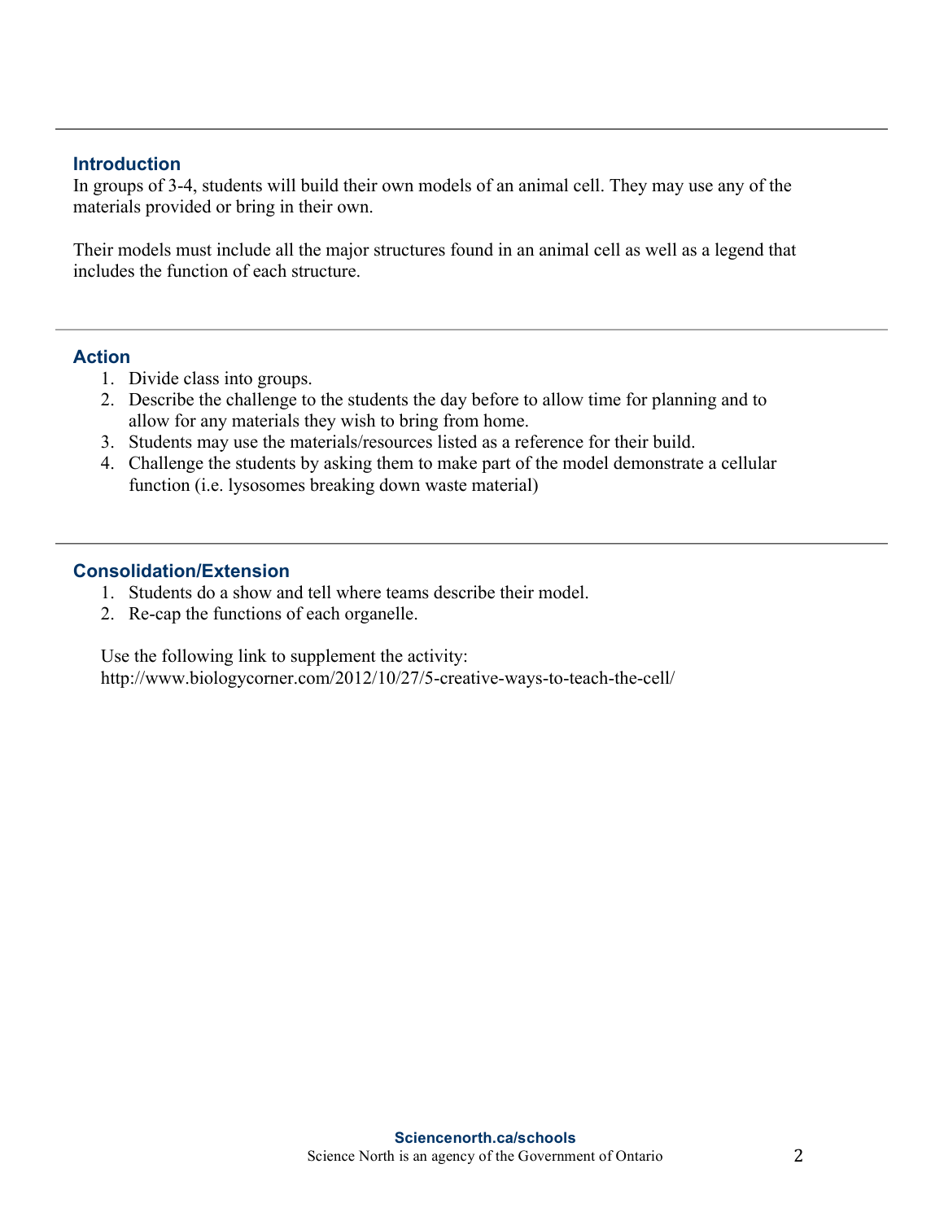## Introduction

In groups of 3-4, students will build their own models of an animal cell. They may use any of the materials provided or bring in their own.

Their models must include all the major structures found in an animal cell as well as a legend that includes the function of each structure.

## Action

1. Divide class into groups.
2. Describe the challenge to the students the day before to allow time for planning and to allow for any materials they wish to bring from home.
3. Students may use the materials/resources listed as a reference for their build.
4. Challenge the students by asking them to make part of the model demonstrate a cellular function (i.e. lysosomes breaking down waste material)

## Consolidation/Extension

1. Students do a show and tell where teams describe their model.
2. Re-cap the functions of each organelle.

Use the following link to supplement the activity:
http://www.biologycorner.com/2012/10/27/5-creative-ways-to-teach-the-cell/